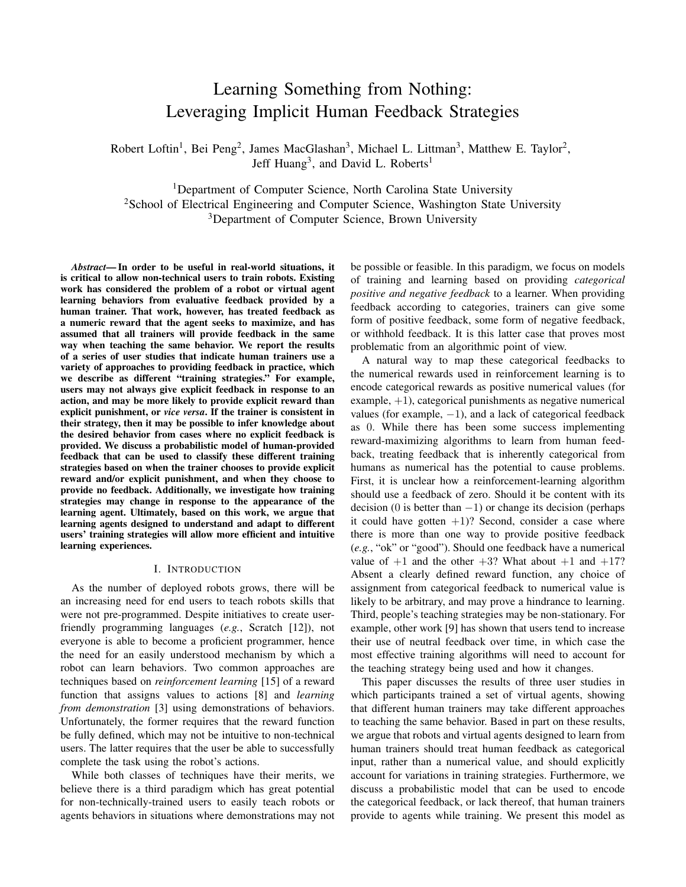# Learning Something from Nothing: Leveraging Implicit Human Feedback Strategies

Robert Loftin[1], Bei Peng[2], James MacGlashan[3], Michael L. Littman[3], Matthew E. Taylor[2], Jeff Huang[3], and David L. Roberts[1]

[1]Department of Computer Science, North Carolina State University
[2]School of Electrical Engineering and Computer Science, Washington State University
[3]Department of Computer Science, Brown University

***Abstract*— In order to be useful in real-world situations, it is critical to allow non-technical users to train robots. Existing work has considered the problem of a robot or virtual agent learning behaviors from evaluative feedback provided by a human trainer. That work, however, has treated feedback as a numeric reward that the agent seeks to maximize, and has assumed that all trainers will provide feedback in the same way when teaching the same behavior. We report the results of a series of user studies that indicate human trainers use a variety of approaches to providing feedback in practice, which we describe as different "training strategies." For example, users may not always give explicit feedback in response to an action, and may be more likely to provide explicit reward than explicit punishment, or *vice versa*. If the trainer is consistent in their strategy, then it may be possible to infer knowledge about the desired behavior from cases where no explicit feedback is provided. We discuss a probabilistic model of human-provided feedback that can be used to classify these different training strategies based on when the trainer chooses to provide explicit reward and/or explicit punishment, and when they choose to provide no feedback. Additionally, we investigate how training strategies may change in response to the appearance of the learning agent. Ultimately, based on this work, we argue that learning agents designed to understand and adapt to different users' training strategies will allow more efficient and intuitive learning experiences.**

## I. Introduction

As the number of deployed robots grows, there will be an increasing need for end users to teach robots skills that were not pre-programmed. Despite initiatives to create user-friendly programming languages (*e.g.*, Scratch [12]), not everyone is able to become a proficient programmer, hence the need for an easily understood mechanism by which a robot can learn behaviors. Two common approaches are techniques based on *reinforcement learning* [15] of a reward function that assigns values to actions [8] and *learning from demonstration* [3] using demonstrations of behaviors. Unfortunately, the former requires that the reward function be fully defined, which may not be intuitive to non-technical users. The latter requires that the user be able to successfully complete the task using the robot's actions.

While both classes of techniques have their merits, we believe there is a third paradigm which has great potential for non-technically-trained users to easily teach robots or agents behaviors in situations where demonstrations may not be possible or feasible. In this paradigm, we focus on models of training and learning based on providing *categorical positive and negative feedback* to a learner. When providing feedback according to categories, trainers can give some form of positive feedback, some form of negative feedback, or withhold feedback. It is this latter case that proves most problematic from an algorithmic point of view.

A natural way to map these categorical feedbacks to the numerical rewards used in reinforcement learning is to encode categorical rewards as positive numerical values (for example, $+1$), categorical punishments as negative numerical values (for example, $-1$), and a lack of categorical feedback as $0$. While there has been some success implementing reward-maximizing algorithms to learn from human feedback, treating feedback that is inherently categorical from humans as numerical has the potential to cause problems. First, it is unclear how a reinforcement-learning algorithm should use a feedback of zero. Should it be content with its decision ($0$ is better than $-1$) or change its decision (perhaps it could have gotten $+1$)? Second, consider a case where there is more than one way to provide positive feedback (*e.g.*, "ok" or "good"). Should one feedback have a numerical value of $+1$ and the other $+3$? What about $+1$ and $+17$? Absent a clearly defined reward function, any choice of assignment from categorical feedback to numerical value is likely to be arbitrary, and may prove a hindrance to learning. Third, people's teaching strategies may be non-stationary. For example, other work [9] has shown that users tend to increase their use of neutral feedback over time, in which case the most effective training algorithms will need to account for the teaching strategy being used and how it changes.

This paper discusses the results of three user studies in which participants trained a set of virtual agents, showing that different human trainers may take different approaches to teaching the same behavior. Based in part on these results, we argue that robots and virtual agents designed to learn from human trainers should treat human feedback as categorical input, rather than a numerical value, and should explicitly account for variations in training strategies. Furthermore, we discuss a probabilistic model that can be used to encode the categorical feedback, or lack thereof, that human trainers provide to agents while training. We present this model as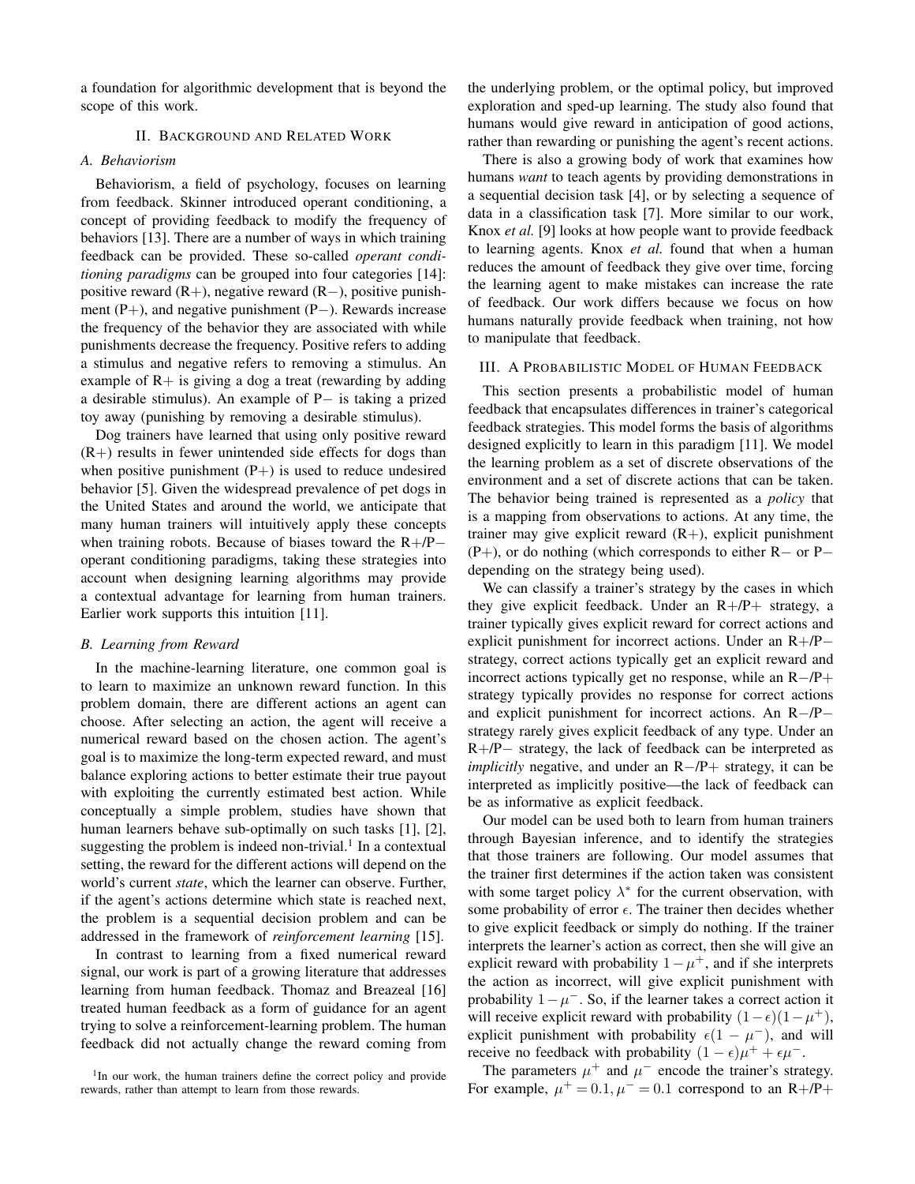a foundation for algorithmic development that is beyond the scope of this work.

## II. Background and Related Work

### A. Behaviorism

Behaviorism, a field of psychology, focuses on learning from feedback. Skinner introduced operant conditioning, a concept of providing feedback to modify the frequency of behaviors [13]. There are a number of ways in which training feedback can be provided. These so-called *operant conditioning paradigms* can be grouped into four categories [14]: positive reward (R+), negative reward (R−), positive punishment (P+), and negative punishment (P−). Rewards increase the frequency of the behavior they are associated with while punishments decrease the frequency. Positive refers to adding a stimulus and negative refers to removing a stimulus. An example of R+ is giving a dog a treat (rewarding by adding a desirable stimulus). An example of P− is taking a prized toy away (punishing by removing a desirable stimulus).

Dog trainers have learned that using only positive reward (R+) results in fewer unintended side effects for dogs than when positive punishment (P+) is used to reduce undesired behavior [5]. Given the widespread prevalence of pet dogs in the United States and around the world, we anticipate that many human trainers will intuitively apply these concepts when training robots. Because of biases toward the R+/P− operant conditioning paradigms, taking these strategies into account when designing learning algorithms may provide a contextual advantage for learning from human trainers. Earlier work supports this intuition [11].

### B. Learning from Reward

In the machine-learning literature, one common goal is to learn to maximize an unknown reward function. In this problem domain, there are different actions an agent can choose. After selecting an action, the agent will receive a numerical reward based on the chosen action. The agent's goal is to maximize the long-term expected reward, and must balance exploring actions to better estimate their true payout with exploiting the currently estimated best action. While conceptually a simple problem, studies have shown that human learners behave sub-optimally on such tasks [1], [2], suggesting the problem is indeed non-trivial.[1] In a contextual setting, the reward for the different actions will depend on the world's current *state*, which the learner can observe. Further, if the agent's actions determine which state is reached next, the problem is a sequential decision problem and can be addressed in the framework of *reinforcement learning* [15].

In contrast to learning from a fixed numerical reward signal, our work is part of a growing literature that addresses learning from human feedback. Thomaz and Breazeal [16] treated human feedback as a form of guidance for an agent trying to solve a reinforcement-learning problem. The human feedback did not actually change the reward coming from the underlying problem, or the optimal policy, but improved exploration and sped-up learning. The study also found that humans would give reward in anticipation of good actions, rather than rewarding or punishing the agent's recent actions.

There is also a growing body of work that examines how humans *want* to teach agents by providing demonstrations in a sequential decision task [4], or by selecting a sequence of data in a classification task [7]. More similar to our work, Knox *et al.* [9] looks at how people want to provide feedback to learning agents. Knox *et al.* found that when a human reduces the amount of feedback they give over time, forcing the learning agent to make mistakes can increase the rate of feedback. Our work differs because we focus on how humans naturally provide feedback when training, not how to manipulate that feedback.

[1] In our work, the human trainers define the correct policy and provide rewards, rather than attempt to learn from those rewards.

## III. A Probabilistic Model of Human Feedback

This section presents a probabilistic model of human feedback that encapsulates differences in trainer's categorical feedback strategies. This model forms the basis of algorithms designed explicitly to learn in this paradigm [11]. We model the learning problem as a set of discrete observations of the environment and a set of discrete actions that can be taken. The behavior being trained is represented as a *policy* that is a mapping from observations to actions. At any time, the trainer may give explicit reward (R+), explicit punishment (P+), or do nothing (which corresponds to either R− or P− depending on the strategy being used).

We can classify a trainer's strategy by the cases in which they give explicit feedback. Under an R+/P+ strategy, a trainer typically gives explicit reward for correct actions and explicit punishment for incorrect actions. Under an R+/P− strategy, correct actions typically get an explicit reward and incorrect actions typically get no response, while an R−/P+ strategy typically provides no response for correct actions and explicit punishment for incorrect actions. An R−/P− strategy rarely gives explicit feedback of any type. Under an R+/P− strategy, the lack of feedback can be interpreted as *implicitly* negative, and under an R−/P+ strategy, it can be interpreted as implicitly positive—the lack of feedback can be as informative as explicit feedback.

Our model can be used both to learn from human trainers through Bayesian inference, and to identify the strategies that those trainers are following. Our model assumes that the trainer first determines if the action taken was consistent with some target policy $\lambda^*$ for the current observation, with some probability of error $\epsilon$. The trainer then decides whether to give explicit feedback or simply do nothing. If the trainer interprets the learner's action as correct, then she will give an explicit reward with probability $1-\mu^+$, and if she interprets the action as incorrect, will give explicit punishment with probability $1-\mu^-$. So, if the learner takes a correct action it will receive explicit reward with probability $(1-\epsilon)(1-\mu^+)$, explicit punishment with probability $\epsilon(1-\mu^-)$, and will receive no feedback with probability $(1-\epsilon)\mu^+ + \epsilon\mu^-$.

The parameters $\mu^+$ and $\mu^-$ encode the trainer's strategy. For example, $\mu^+ = 0.1, \mu^- = 0.1$ correspond to an R+/P+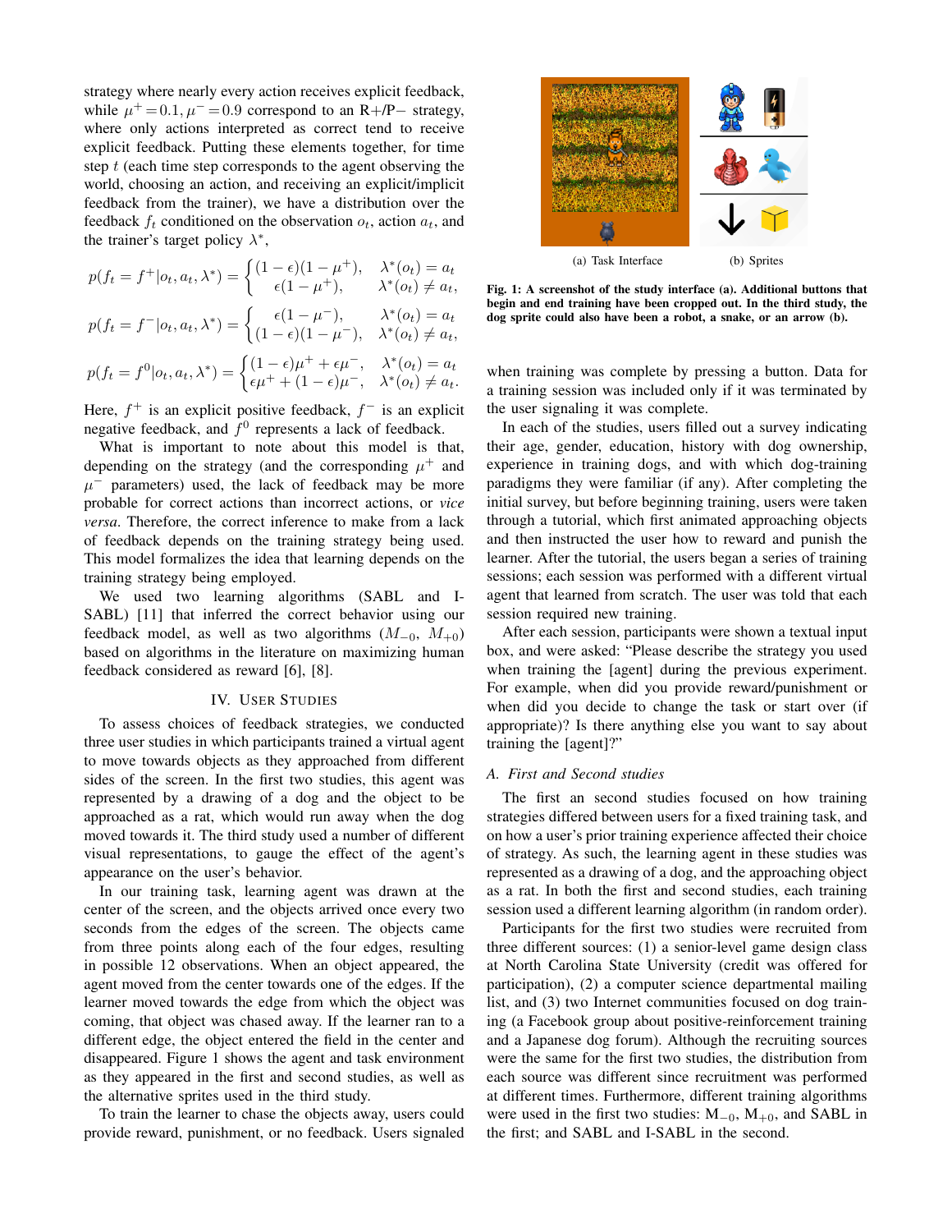strategy where nearly every action receives explicit feedback, while $\mu^+ = 0.1, \mu^- = 0.9$ correspond to an R+/P− strategy, where only actions interpreted as correct tend to receive explicit feedback. Putting these elements together, for time step $t$ (each time step corresponds to the agent observing the world, choosing an action, and receiving an explicit/implicit feedback from the trainer), we have a distribution over the feedback $f_t$ conditioned on the observation $o_t$, action $a_t$, and the trainer's target policy $\lambda^*$,

$$p(f_t = f^+ | o_t, a_t, \lambda^*) = \begin{cases} (1-\epsilon)(1-\mu^+), & \lambda^*(o_t) = a_t \\ \epsilon(1-\mu^+), & \lambda^*(o_t) \neq a_t, \end{cases}$$

$$p(f_t = f^- | o_t, a_t, \lambda^*) = \begin{cases} \epsilon(1-\mu^-), & \lambda^*(o_t) = a_t \\ (1-\epsilon)(1-\mu^-), & \lambda^*(o_t) \neq a_t, \end{cases}$$

$$p(f_t = f^0 | o_t, a_t, \lambda^*) = \begin{cases} (1-\epsilon)\mu^+ + \epsilon\mu^-, & \lambda^*(o_t) = a_t \\ \epsilon\mu^+ + (1-\epsilon)\mu^-, & \lambda^*(o_t) \neq a_t. \end{cases}$$

Here, $f^+$ is an explicit positive feedback, $f^-$ is an explicit negative feedback, and $f^0$ represents a lack of feedback.

What is important to note about this model is that, depending on the strategy (and the corresponding $\mu^+$ and $\mu^-$ parameters) used, the lack of feedback may be more probable for correct actions than incorrect actions, or *vice versa*. Therefore, the correct inference to make from a lack of feedback depends on the training strategy being used. This model formalizes the idea that learning depends on the training strategy being employed.

We used two learning algorithms (SABL and I-SABL) [11] that inferred the correct behavior using our feedback model, as well as two algorithms ($M_{-0}$, $M_{+0}$) based on algorithms in the literature on maximizing human feedback considered as reward [6], [8].

## IV. User Studies

To assess choices of feedback strategies, we conducted three user studies in which participants trained a virtual agent to move towards objects as they approached from different sides of the screen. In the first two studies, this agent was represented by a drawing of a dog and the object to be approached as a rat, which would run away when the dog moved towards it. The third study used a number of different visual representations, to gauge the effect of the agent's appearance on the user's behavior.

In our training task, learning agent was drawn at the center of the screen, and the objects arrived once every two seconds from the edges of the screen. The objects came from three points along each of the four edges, resulting in possible 12 observations. When an object appeared, the agent moved from the center towards one of the edges. If the learner moved towards the edge from which the object was coming, that object was chased away. If the learner ran to a different edge, the object entered the field in the center and disappeared. Figure 1 shows the agent and task environment as they appeared in the first and second studies, as well as the alternative sprites used in the third study.

To train the learner to chase the objects away, users could provide reward, punishment, or no feedback. Users signaled when training was complete by pressing a button. Data for a training session was included only if it was terminated by the user signaling it was complete.

(a) Task Interface (b) Sprites

**Fig. 1: A screenshot of the study interface (a). Additional buttons that begin and end training have been cropped out. In the third study, the dog sprite could also have been a robot, a snake, or an arrow (b).**

In each of the studies, users filled out a survey indicating their age, gender, education, history with dog ownership, experience in training dogs, and with which dog-training paradigms they were familiar (if any). After completing the initial survey, but before beginning training, users were taken through a tutorial, which first animated approaching objects and then instructed the user how to reward and punish the learner. After the tutorial, the users began a series of training sessions; each session was performed with a different virtual agent that learned from scratch. The user was told that each session required new training.

After each session, participants were shown a textual input box, and were asked: "Please describe the strategy you used when training the [agent] during the previous experiment. For example, when did you provide reward/punishment or when did you decide to change the task or start over (if appropriate)? Is there anything else you want to say about training the [agent]?"

### A. First and Second studies

The first an second studies focused on how training strategies differed between users for a fixed training task, and on how a user's prior training experience affected their choice of strategy. As such, the learning agent in these studies was represented as a drawing of a dog, and the approaching object as a rat. In both the first and second studies, each training session used a different learning algorithm (in random order).

Participants for the first two studies were recruited from three different sources: (1) a senior-level game design class at North Carolina State University (credit was offered for participation), (2) a computer science departmental mailing list, and (3) two Internet communities focused on dog training (a Facebook group about positive-reinforcement training and a Japanese dog forum). Although the recruiting sources were the same for the first two studies, the distribution from each source was different since recruitment was performed at different times. Furthermore, different training algorithms were used in the first two studies: $M_{-0}$, $M_{+0}$, and SABL in the first; and SABL and I-SABL in the second.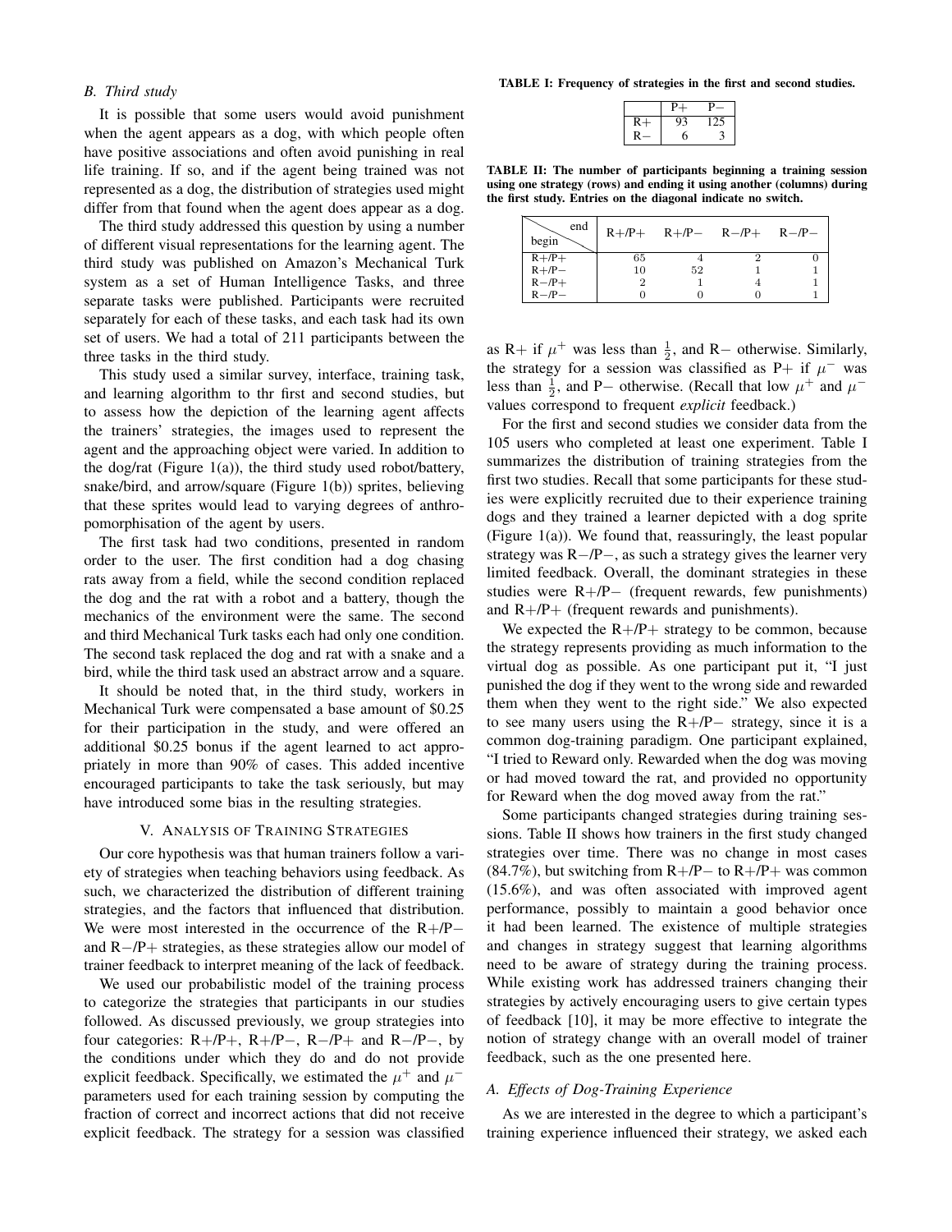### B. Third study

It is possible that some users would avoid punishment when the agent appears as a dog, with which people often have positive associations and often avoid punishing in real life training. If so, and if the agent being trained was not represented as a dog, the distribution of strategies used might differ from that found when the agent does appear as a dog.

The third study addressed this question by using a number of different visual representations for the learning agent. The third study was published on Amazon's Mechanical Turk system as a set of Human Intelligence Tasks, and three separate tasks were published. Participants were recruited separately for each of these tasks, and each task had its own set of users. We had a total of 211 participants between the three tasks in the third study.

This study used a similar survey, interface, training task, and learning algorithm to thr first and second studies, but to assess how the depiction of the learning agent affects the trainers' strategies, the images used to represent the agent and the approaching object were varied. In addition to the dog/rat (Figure 1(a)), the third study used robot/battery, snake/bird, and arrow/square (Figure 1(b)) sprites, believing that these sprites would lead to varying degrees of anthropomorphisation of the agent by users.

The first task had two conditions, presented in random order to the user. The first condition had a dog chasing rats away from a field, while the second condition replaced the dog and the rat with a robot and a battery, though the mechanics of the environment were the same. The second and third Mechanical Turk tasks each had only one condition. The second task replaced the dog and rat with a snake and a bird, while the third task used an abstract arrow and a square.

It should be noted that, in the third study, workers in Mechanical Turk were compensated a base amount of \$0.25 for their participation in the study, and were offered an additional \$0.25 bonus if the agent learned to act appropriately in more than 90% of cases. This added incentive encouraged participants to take the task seriously, but may have introduced some bias in the resulting strategies.

## V. Analysis of Training Strategies

Our core hypothesis was that human trainers follow a variety of strategies when teaching behaviors using feedback. As such, we characterized the distribution of different training strategies, and the factors that influenced that distribution. We were most interested in the occurrence of the R+/P− and R−/P+ strategies, as these strategies allow our model of trainer feedback to interpret meaning of the lack of feedback.

We used our probabilistic model of the training process to categorize the strategies that participants in our studies followed. As discussed previously, we group strategies into four categories: R+/P+, R+/P−, R−/P+ and R−/P−, by the conditions under which they do and do not provide explicit feedback. Specifically, we estimated the $\mu^+$ and $\mu^-$ parameters used for each training session by computing the fraction of correct and incorrect actions that did not receive explicit feedback. The strategy for a session was classified as R+ if $\mu^+$ was less than $\frac{1}{2}$, and R− otherwise. Similarly, the strategy for a session was classified as P+ if $\mu^-$ was less than $\frac{1}{2}$, and P− otherwise. (Recall that low $\mu^+$ and $\mu^-$ values correspond to frequent *explicit* feedback.)

**TABLE I: Frequency of strategies in the first and second studies.**

| | P+ | P− |
|---|---|---|
| R+ | 93 | 125 |
| R− | 6 | 3 |

**TABLE II: The number of participants beginning a training session using one strategy (rows) and ending it using another (columns) during the first study. Entries on the diagonal indicate no switch.**

| begin \ end | R+/P+ | R+/P− | R−/P+ | R−/P− |
|---|---|---|---|---|
| R+/P+ | 65 | 4 | 2 | 0 |
| R+/P− | 10 | 52 | 1 | 1 |
| R−/P+ | 2 | 1 | 4 | 1 |
| R−/P− | 0 | 0 | 0 | 1 |

For the first and second studies we consider data from the 105 users who completed at least one experiment. Table I summarizes the distribution of training strategies from the first two studies. Recall that some participants for these studies were explicitly recruited due to their experience training dogs and they trained a learner depicted with a dog sprite (Figure 1(a)). We found that, reassuringly, the least popular strategy was R−/P−, as such a strategy gives the learner very limited feedback. Overall, the dominant strategies in these studies were R+/P− (frequent rewards, few punishments) and R+/P+ (frequent rewards and punishments).

We expected the R+/P+ strategy to be common, because the strategy represents providing as much information to the virtual dog as possible. As one participant put it, "I just punished the dog if they went to the wrong side and rewarded them when they went to the right side." We also expected to see many users using the R+/P− strategy, since it is a common dog-training paradigm. One participant explained, "I tried to Reward only. Rewarded when the dog was moving or had moved toward the rat, and provided no opportunity for Reward when the dog moved away from the rat."

Some participants changed strategies during training sessions. Table II shows how trainers in the first study changed strategies over time. There was no change in most cases (84.7%), but switching from R+/P− to R+/P+ was common (15.6%), and was often associated with improved agent performance, possibly to maintain a good behavior once it had been learned. The existence of multiple strategies and changes in strategy suggest that learning algorithms need to be aware of strategy during the training process. While existing work has addressed trainers changing their strategies by actively encouraging users to give certain types of feedback [10], it may be more effective to integrate the notion of strategy change with an overall model of trainer feedback, such as the one presented here.

### A. Effects of Dog-Training Experience

As we are interested in the degree to which a participant's training experience influenced their strategy, we asked each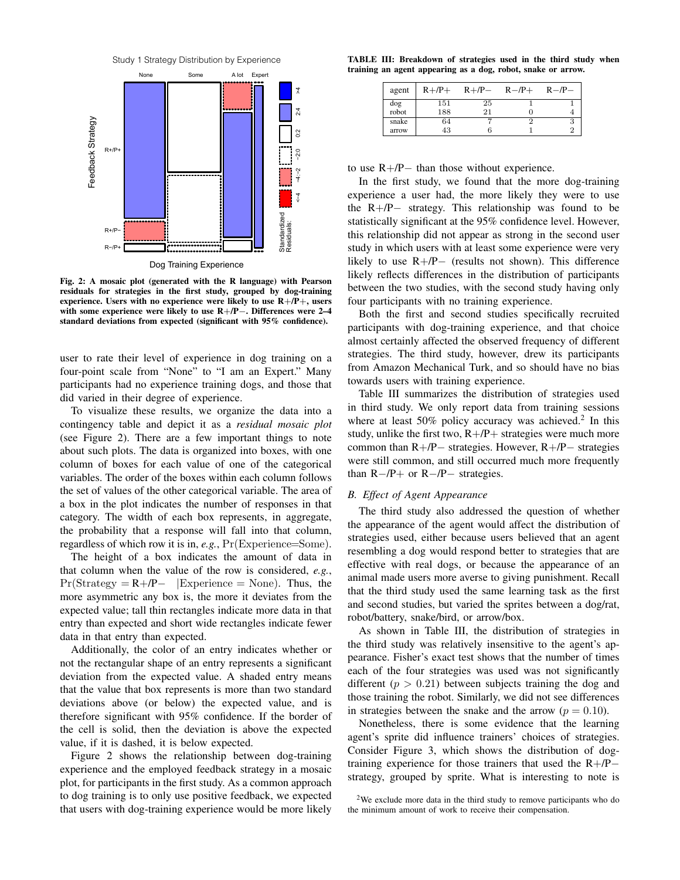Fig. 2: **A mosaic plot (generated with the R language) with Pearson residuals for strategies in the first study, grouped by dog-training experience. Users with no experience were likely to use R+/P+, users with some experience were likely to use R+/P−. Differences were 2–4 standard deviations from expected (significant with 95% confidence).**

user to rate their level of experience in dog training on a four-point scale from "None" to "I am an Expert." Many participants had no experience training dogs, and those that did varied in their degree of experience.

To visualize these results, we organize the data into a contingency table and depict it as a *residual mosaic plot* (see Figure 2). There are a few important things to note about such plots. The data is organized into boxes, with one column of boxes for each value of one of the categorical variables. The order of the boxes within each column follows the set of values of the other categorical variable. The area of a box in the plot indicates the number of responses in that category. The width of each box represents, in aggregate, the probability that a response will fall into that column, regardless of which row it is in, *e.g.*, $\Pr(\text{Experience=Some})$.

The height of a box indicates the amount of data in that column when the value of the row is considered, *e.g.*, $\Pr(\text{Strategy} = \text{R+/P}- \quad |\text{Experience} = \text{None})$. Thus, the more asymmetric any box is, the more it deviates from the expected value; tall thin rectangles indicate more data in that entry than expected and short wide rectangles indicate fewer data in that entry than expected.

Additionally, the color of an entry indicates whether or not the rectangular shape of an entry represents a significant deviation from the expected value. A shaded entry means that the value that box represents is more than two standard deviations above (or below) the expected value, and is therefore significant with 95% confidence. If the border of the cell is solid, then the deviation is above the expected value, if it is dashed, it is below expected.

Figure 2 shows the relationship between dog-training experience and the employed feedback strategy in a mosaic plot, for participants in the first study. As a common approach to dog training is to only use positive feedback, we expected that users with dog-training experience would be more likely to use R+/P− than those without experience.

In the first study, we found that the more dog-training experience a user had, the more likely they were to use the R+/P− strategy. This relationship was found to be statistically significant at the 95% confidence level. However, this relationship did not appear as strong in the second user study in which users with at least some experience were very likely to use R+/P− (results not shown). This difference likely reflects differences in the distribution of participants between the two studies, with the second study having only four participants with no training experience.

Both the first and second studies specifically recruited participants with dog-training experience, and that choice almost certainly affected the observed frequency of different strategies. The third study, however, drew its participants from Amazon Mechanical Turk, and so should have no bias towards users with training experience.

**TABLE III: Breakdown of strategies used in the third study when training an agent appearing as a dog, robot, snake or arrow.**

| agent | R+/P+ | R+/P− | R−/P+ | R−/P− |
|---|---|---|---|---|
| dog | 151 | 25 | 1 | 1 |
| robot | 188 | 21 | 0 | 4 |
| snake | 64 | 7 | 2 | 3 |
| arrow | 43 | 6 | 1 | 2 |

Table III summarizes the distribution of strategies used in third study. We only report data from training sessions where at least 50% policy accuracy was achieved.[2] In this study, unlike the first two, R+/P+ strategies were much more common than R+/P− strategies. However, R+/P− strategies were still common, and still occurred much more frequently than R−/P+ or R−/P− strategies.

### B. Effect of Agent Appearance

The third study also addressed the question of whether the appearance of the agent would affect the distribution of strategies used, either because users believed that an agent resembling a dog would respond better to strategies that are effective with real dogs, or because the appearance of an animal made users more averse to giving punishment. Recall that the third study used the same learning task as the first and second studies, but varied the sprites between a dog/rat, robot/battery, snake/bird, or arrow/box.

As shown in Table III, the distribution of strategies in the third study was relatively insensitive to the agent's appearance. Fisher's exact test shows that the number of times each of the four strategies was used was not significantly different ($p > 0.21$) between subjects training the dog and those training the robot. Similarly, we did not see differences in strategies between the snake and the arrow ($p = 0.10$).

Nonetheless, there is some evidence that the learning agent's sprite did influence trainers' choices of strategies. Consider Figure 3, which shows the distribution of dog-training experience for those trainers that used the R+/P− strategy, grouped by sprite. What is interesting to note is

[2] We exclude more data in the third study to remove participants who do the minimum amount of work to receive their compensation.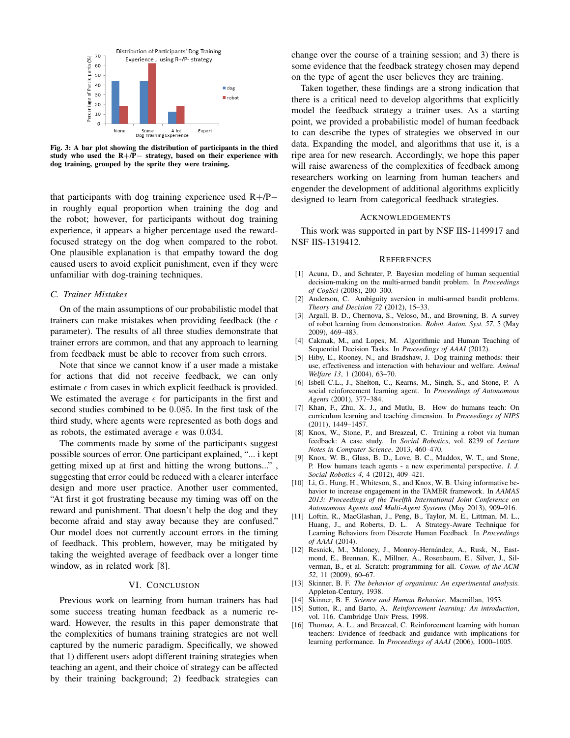Distribution of Participants' Dog Training Experience, using R+/P- strategy

Percentage of Participants (%)

70
60
50
40
30
20
10
0

None
Some
A lot
Expert

Dog Training Experience

dog
robot

**Fig. 3: A bar plot showing the distribution of participants in the third study who used the R+/P− strategy, based on their experience with dog training, grouped by the sprite they were training.**

that participants with dog training experience used R+/P− in roughly equal proportion when training the dog and the robot; however, for participants without dog training experience, it appears a higher percentage used the reward-focused strategy on the dog when compared to the robot. One plausible explanation is that empathy toward the dog caused users to avoid explicit punishment, even if they were unfamiliar with dog-training techniques.

### C. Trainer Mistakes

On of the main assumptions of our probabilistic model that trainers can make mistakes when providing feedback (the $\epsilon$ parameter). The results of all three studies demonstrate that trainer errors are common, and that any approach to learning from feedback must be able to recover from such errors.

Note that since we cannot know if a user made a mistake for actions that did not receive feedback, we can only estimate $\epsilon$ from cases in which explicit feedback is provided. We estimated the average $\epsilon$ for participants in the first and second studies combined to be 0.085. In the first task of the third study, where agents were represented as both dogs and as robots, the estimated average $\epsilon$ was 0.034.

The comments made by some of the participants suggest possible sources of error. One participant explained, "... i kept getting mixed up at first and hitting the wrong buttons..." , suggesting that error could be reduced with a clearer interface design and more user practice. Another user commented, "At first it got frustrating because my timing was off on the reward and punishment. That doesn't help the dog and they become afraid and stay away because they are confused." Our model does not currently account errors in the timing of feedback. This problem, however, may be mitigated by taking the weighted average of feedback over a longer time window, as in related work [8].

## VI. Conclusion

Previous work on learning from human trainers has had some success treating human feedback as a numeric reward. However, the results in this paper demonstrate that the complexities of humans training strategies are not well captured by the numeric paradigm. Specifically, we showed that 1) different users adopt different training strategies when teaching an agent, and their choice of strategy can be affected by their training background; 2) feedback strategies can change over the course of a training session; and 3) there is some evidence that the feedback strategy chosen may depend on the type of agent the user believes they are training.

Taken together, these findings are a strong indication that there is a critical need to develop algorithms that explicitly model the feedback strategy a trainer uses. As a starting point, we provided a probabilistic model of human feedback to can describe the types of strategies we observed in our data. Expanding the model, and algorithms that use it, is a ripe area for new research. Accordingly, we hope this paper will raise awareness of the complexities of feedback among researchers working on learning from human teachers and engender the development of additional algorithms explicitly designed to learn from categorical feedback strategies.

## Acknowledgements

This work was supported in part by NSF IIS-1149917 and NSF IIS-1319412.

## References

[1] Acuna, D., and Schrater, P. Bayesian modeling of human sequential decision-making on the multi-armed bandit problem. In *Proceedings of CogSci* (2008), 200–300.

[2] Anderson, C. Ambiguity aversion in multi-armed bandit problems. *Theory and Decision 72* (2012), 15–33.

[3] Argall, B. D., Chernova, S., Veloso, M., and Browning, B. A survey of robot learning from demonstration. *Robot. Auton. Syst. 57*, 5 (May 2009), 469–483.

[4] Cakmak, M., and Lopes, M. Algorithmic and Human Teaching of Sequential Decision Tasks. In *Proceedings of AAAI* (2012).

[5] Hiby, E., Rooney, N., and Bradshaw, J. Dog training methods: their use, effectiveness and interaction with behaviour and welfare. *Animal Welfare 13*, 1 (2004), 63–70.

[6] Isbell C.L., J., Shelton, C., Kearns, M., Singh, S., and Stone, P. A social reinforcement learning agent. In *Proceedings of Autonomous Agents* (2001), 377–384.

[7] Khan, F., Zhu, X. J., and Mutlu, B. How do humans teach: On curriculum learning and teaching dimension. In *Proceedings of NIPS* (2011), 1449–1457.

[8] Knox, W., Stone, P., and Breazeal, C. Training a robot via human feedback: A case study. In *Social Robotics*, vol. 8239 of *Lecture Notes in Computer Science*. 2013, 460–470.

[9] Knox, W. B., Glass, B. D., Love, B. C., Maddox, W. T., and Stone, P. How humans teach agents - a new experimental perspective. *I. J. Social Robotics 4*, 4 (2012), 409–421.

[10] Li, G., Hung, H., Whiteson, S., and Knox, W. B. Using informative behavior to increase engagement in the TAMER framework. In *AAMAS 2013: Proceedings of the Twelfth International Joint Conference on Autonomous Agents and Multi-Agent Systems* (May 2013), 909–916.

[11] Loftin, R., MacGlashan, J., Peng, B., Taylor, M. E., Littman, M. L., Huang, J., and Roberts, D. L. A Strategy-Aware Technique for Learning Behaviors from Discrete Human Feedback. In *Proceedings of AAAI* (2014).

[12] Resnick, M., Maloney, J., Monroy-Hernández, A., Rusk, N., Eastmond, E., Brennan, K., Millner, A., Rosenbaum, E., Silver, J., Silverman, B., et al. Scratch: programming for all. *Comm. of the ACM 52*, 11 (2009), 60–67.

[13] Skinner, B. F. *The behavior of organisms: An experimental analysis.* Appleton-Century, 1938.

[14] Skinner, B. F. *Science and Human Behavior*. Macmillan, 1953.

[15] Sutton, R., and Barto, A. *Reinforcement learning: An introduction*, vol. 116. Cambridge Univ Press, 1998.

[16] Thomaz, A. L., and Breazeal, C. Reinforcement learning with human teachers: Evidence of feedback and guidance with implications for learning performance. In *Proceedings of AAAI* (2006), 1000–1005.